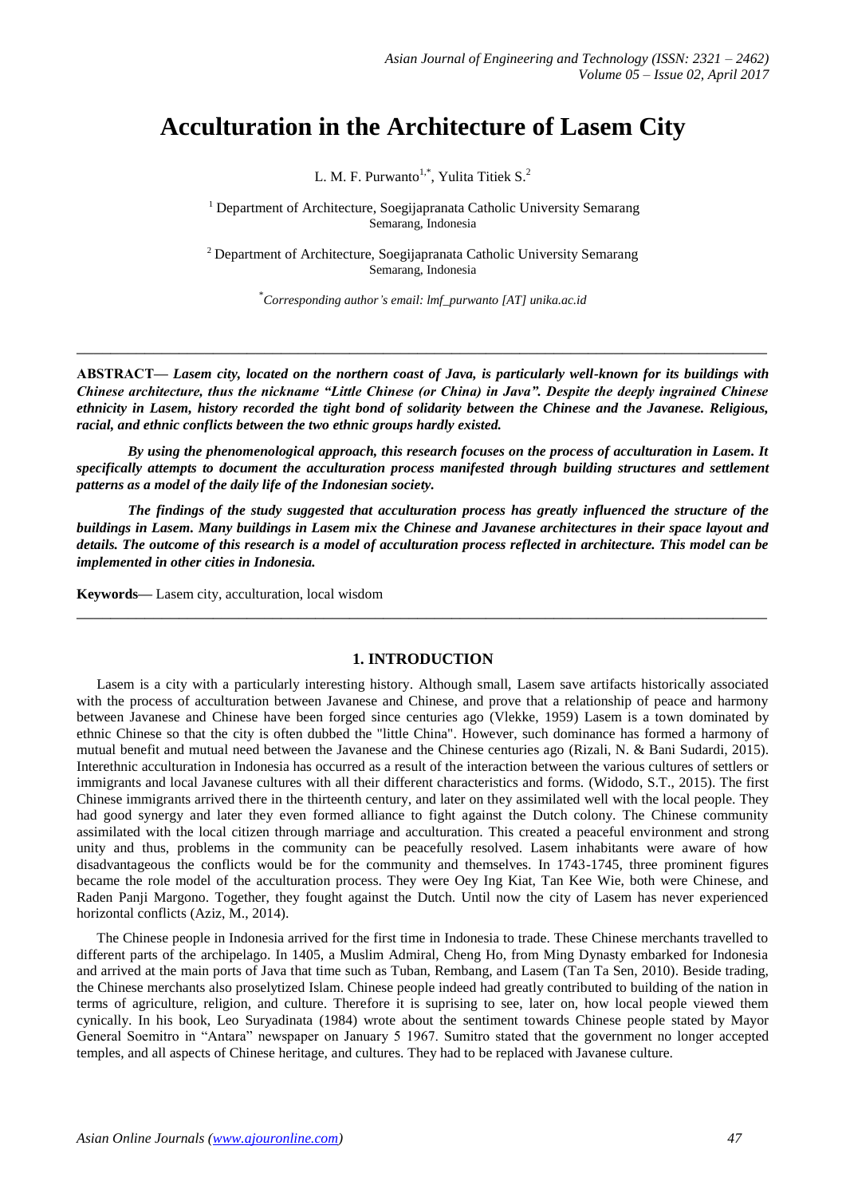# Acculturation in the Architecture of Lasem City

L. M. F. Purwanto[1,*], Yulita Titiek S.[2]

[1] Department of Architecture, Soegijapranata Catholic University Semarang
Semarang, Indonesia

[2] Department of Architecture, Soegijapranata Catholic University Semarang
Semarang, Indonesia

[*] *Corresponding author's email: lmf_purwanto [AT] unika.ac.id*

---

**ABSTRACT—** ***Lasem city, located on the northern coast of Java, is particularly well-known for its buildings with Chinese architecture, thus the nickname "Little Chinese (or China) in Java". Despite the deeply ingrained Chinese ethnicity in Lasem, history recorded the tight bond of solidarity between the Chinese and the Javanese. Religious, racial, and ethnic conflicts between the two ethnic groups hardly existed.***

***By using the phenomenological approach, this research focuses on the process of acculturation in Lasem. It specifically attempts to document the acculturation process manifested through building structures and settlement patterns as a model of the daily life of the Indonesian society.***

***The findings of the study suggested that acculturation process has greatly influenced the structure of the buildings in Lasem. Many buildings in Lasem mix the Chinese and Javanese architectures in their space layout and details. The outcome of this research is a model of acculturation process reflected in architecture. This model can be implemented in other cities in Indonesia.***

**Keywords—** Lasem city, acculturation, local wisdom

---

## 1. INTRODUCTION

Lasem is a city with a particularly interesting history. Although small, Lasem save artifacts historically associated with the process of acculturation between Javanese and Chinese, and prove that a relationship of peace and harmony between Javanese and Chinese have been forged since centuries ago (Vlekke, 1959) Lasem is a town dominated by ethnic Chinese so that the city is often dubbed the "little China". However, such dominance has formed a harmony of mutual benefit and mutual need between the Javanese and the Chinese centuries ago (Rizali, N. & Bani Sudardi, 2015). Interethnic acculturation in Indonesia has occurred as a result of the interaction between the various cultures of settlers or immigrants and local Javanese cultures with all their different characteristics and forms. (Widodo, S.T., 2015). The first Chinese immigrants arrived there in the thirteenth century, and later on they assimilated well with the local people. They had good synergy and later they even formed alliance to fight against the Dutch colony. The Chinese community assimilated with the local citizen through marriage and acculturation. This created a peaceful environment and strong unity and thus, problems in the community can be peacefully resolved. Lasem inhabitants were aware of how disadvantageous the conflicts would be for the community and themselves. In 1743-1745, three prominent figures became the role model of the acculturation process. They were Oey Ing Kiat, Tan Kee Wie, both were Chinese, and Raden Panji Margono. Together, they fought against the Dutch. Until now the city of Lasem has never experienced horizontal conflicts (Aziz, M., 2014).

The Chinese people in Indonesia arrived for the first time in Indonesia to trade. These Chinese merchants travelled to different parts of the archipelago. In 1405, a Muslim Admiral, Cheng Ho, from Ming Dynasty embarked for Indonesia and arrived at the main ports of Java that time such as Tuban, Rembang, and Lasem (Tan Ta Sen, 2010). Beside trading, the Chinese merchants also proselytized Islam. Chinese people indeed had greatly contributed to building of the nation in terms of agriculture, religion, and culture. Therefore it is suprising to see, later on, how local people viewed them cynically. In his book, Leo Suryadinata (1984) wrote about the sentiment towards Chinese people stated by Mayor General Soemitro in "Antara" newspaper on January 5 1967. Sumitro stated that the government no longer accepted temples, and all aspects of Chinese heritage, and cultures. They had to be replaced with Javanese culture.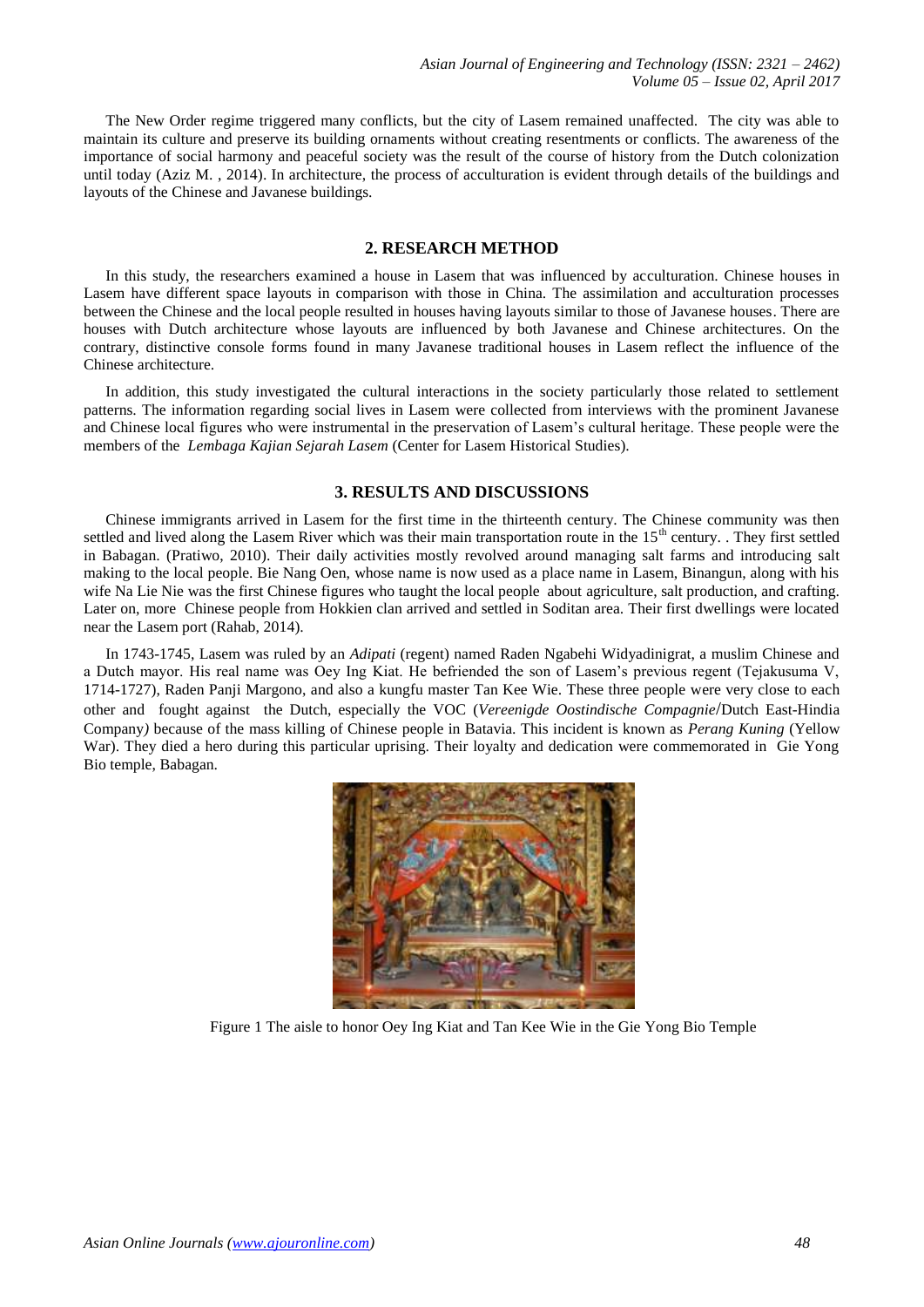The New Order regime triggered many conflicts, but the city of Lasem remained unaffected. The city was able to maintain its culture and preserve its building ornaments without creating resentments or conflicts. The awareness of the importance of social harmony and peaceful society was the result of the course of history from the Dutch colonization until today (Aziz M. , 2014). In architecture, the process of acculturation is evident through details of the buildings and layouts of the Chinese and Javanese buildings.

## 2. RESEARCH METHOD

In this study, the researchers examined a house in Lasem that was influenced by acculturation. Chinese houses in Lasem have different space layouts in comparison with those in China. The assimilation and acculturation processes between the Chinese and the local people resulted in houses having layouts similar to those of Javanese houses. There are houses with Dutch architecture whose layouts are influenced by both Javanese and Chinese architectures. On the contrary, distinctive console forms found in many Javanese traditional houses in Lasem reflect the influence of the Chinese architecture.

In addition, this study investigated the cultural interactions in the society particularly those related to settlement patterns. The information regarding social lives in Lasem were collected from interviews with the prominent Javanese and Chinese local figures who were instrumental in the preservation of Lasem's cultural heritage. These people were the members of the *Lembaga Kajian Sejarah Lasem* (Center for Lasem Historical Studies).

## 3. RESULTS AND DISCUSSIONS

Chinese immigrants arrived in Lasem for the first time in the thirteenth century. The Chinese community was then settled and lived along the Lasem River which was their main transportation route in the 15th century. . They first settled in Babagan. (Pratiwo, 2010). Their daily activities mostly revolved around managing salt farms and introducing salt making to the local people. Bie Nang Oen, whose name is now used as a place name in Lasem, Binangun, along with his wife Na Lie Nie was the first Chinese figures who taught the local people about agriculture, salt production, and crafting. Later on, more Chinese people from Hokkien clan arrived and settled in Soditan area. Their first dwellings were located near the Lasem port (Rahab, 2014).

In 1743-1745, Lasem was ruled by an *Adipati* (regent) named Raden Ngabehi Widyadinigrat, a muslim Chinese and a Dutch mayor. His real name was Oey Ing Kiat. He befriended the son of Lasem's previous regent (Tejakusuma V, 1714-1727), Raden Panji Margono, and also a kungfu master Tan Kee Wie. These three people were very close to each other and fought against the Dutch, especially the VOC (*Vereenigde Oostindische Compagnie*/Dutch East-Hindia Company) because of the mass killing of Chinese people in Batavia. This incident is known as *Perang Kuning* (Yellow War). They died a hero during this particular uprising. Their loyalty and dedication were commemorated in Gie Yong Bio temple, Babagan.

Figure 1 The aisle to honor Oey Ing Kiat and Tan Kee Wie in the Gie Yong Bio Temple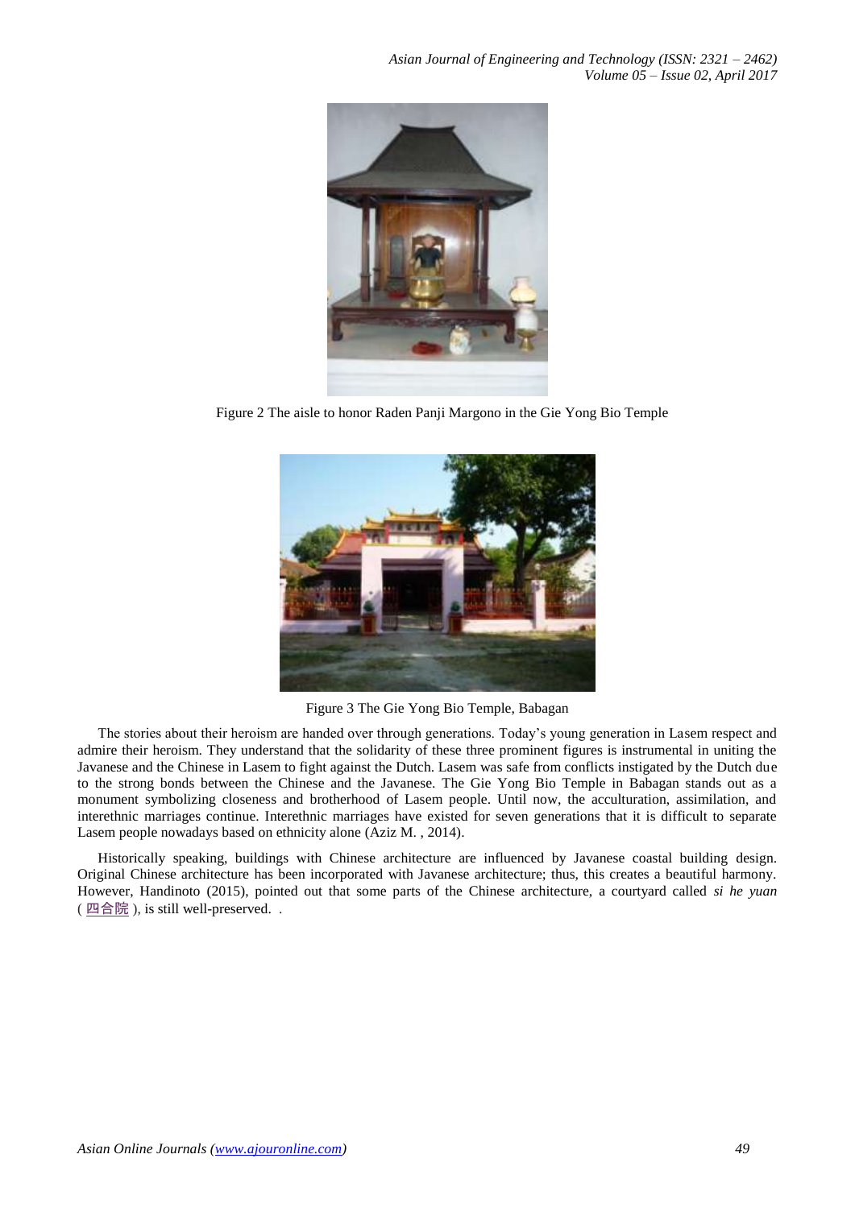Figure 2 The aisle to honor Raden Panji Margono in the Gie Yong Bio Temple

Figure 3 The Gie Yong Bio Temple, Babagan

The stories about their heroism are handed over through generations. Today's young generation in Lasem respect and admire their heroism. They understand that the solidarity of these three prominent figures is instrumental in uniting the Javanese and the Chinese in Lasem to fight against the Dutch. Lasem was safe from conflicts instigated by the Dutch due to the strong bonds between the Chinese and the Javanese. The Gie Yong Bio Temple in Babagan stands out as a monument symbolizing closeness and brotherhood of Lasem people. Until now, the acculturation, assimilation, and interethnic marriages continue. Interethnic marriages have existed for seven generations that it is difficult to separate Lasem people nowadays based on ethnicity alone (Aziz M. , 2014).

Historically speaking, buildings with Chinese architecture are influenced by Javanese coastal building design. Original Chinese architecture has been incorporated with Javanese architecture; thus, this creates a beautiful harmony. However, Handinoto (2015), pointed out that some parts of the Chinese architecture, a courtyard called *si he yuan* ( 四合院 ), is still well-preserved. .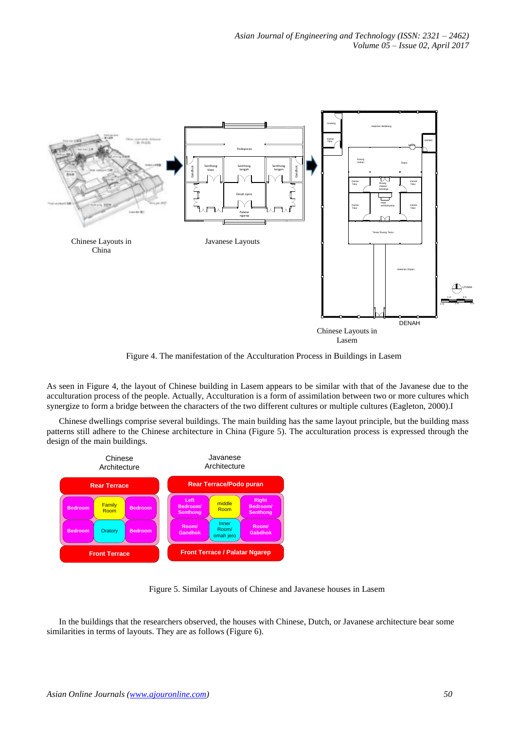Chinese Layouts in China

Javanese Layouts

Chinese Layouts in Lasem

Figure 4. The manifestation of the Acculturation Process in Buildings in Lasem

As seen in Figure 4, the layout of Chinese building in Lasem appears to be similar with that of the Javanese due to the acculturation process of the people. Actually, Acculturation is a form of assimilation between two or more cultures which synergize to form a bridge between the characters of the two different cultures or multiple cultures (Eagleton, 2000).I

Chinese dwellings comprise several buildings. The main building has the same layout principle, but the building mass patterns still adhere to the Chinese architecture in China (Figure 5). The acculturation process is expressed through the design of the main buildings.

| Chinese Architecture | | | Javanese Architecture | | |
|---|---|---|---|---|---|
| Rear Terrace | | | Rear Terrace/Podo puran | | |
| Bedroom | Family Room | Bedroom | Left Bedroom/ Senthong | middle Room | Right Bedroom/ Senthong |
| Bedroom | Oratory | Bedroom | Room/ Gandhok | Inner Room/ omah jero | Room/ Gabdhok |
| Front Terrace | | | Front Terrace / Palatar Ngarep | | |

Figure 5. Similar Layouts of Chinese and Javanese houses in Lasem

In the buildings that the researchers observed, the houses with Chinese, Dutch, or Javanese architecture bear some similarities in terms of layouts. They are as follows (Figure 6).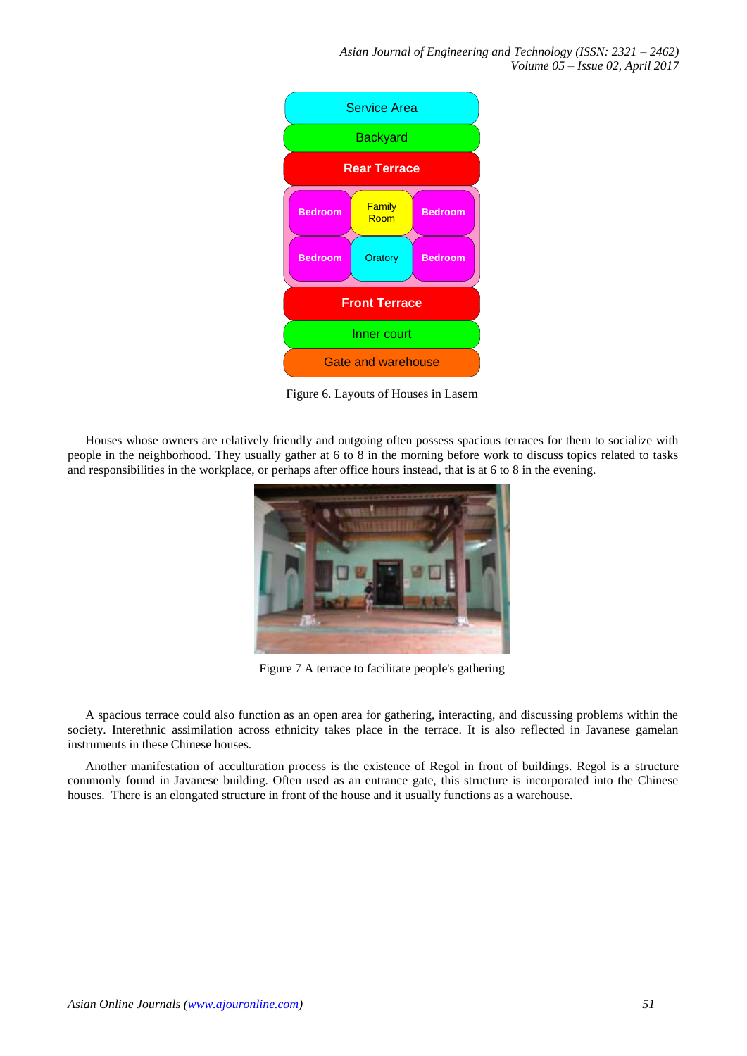| | Service Area | |
|---|---|---|
| | Backyard | |
| | Rear Terrace | |
| Bedroom | Family Room | Bedroom |
| Bedroom | Oratory | Bedroom |
| | Front Terrace | |
| | Inner court | |
| | Gate and warehouse | |

Figure 6. Layouts of Houses in Lasem

Houses whose owners are relatively friendly and outgoing often possess spacious terraces for them to socialize with people in the neighborhood. They usually gather at 6 to 8 in the morning before work to discuss topics related to tasks and responsibilities in the workplace, or perhaps after office hours instead, that is at 6 to 8 in the evening.

Figure 7 A terrace to facilitate people's gathering

A spacious terrace could also function as an open area for gathering, interacting, and discussing problems within the society. Interethnic assimilation across ethnicity takes place in the terrace. It is also reflected in Javanese gamelan instruments in these Chinese houses.

Another manifestation of acculturation process is the existence of Regol in front of buildings. Regol is a structure commonly found in Javanese building. Often used as an entrance gate, this structure is incorporated into the Chinese houses. There is an elongated structure in front of the house and it usually functions as a warehouse.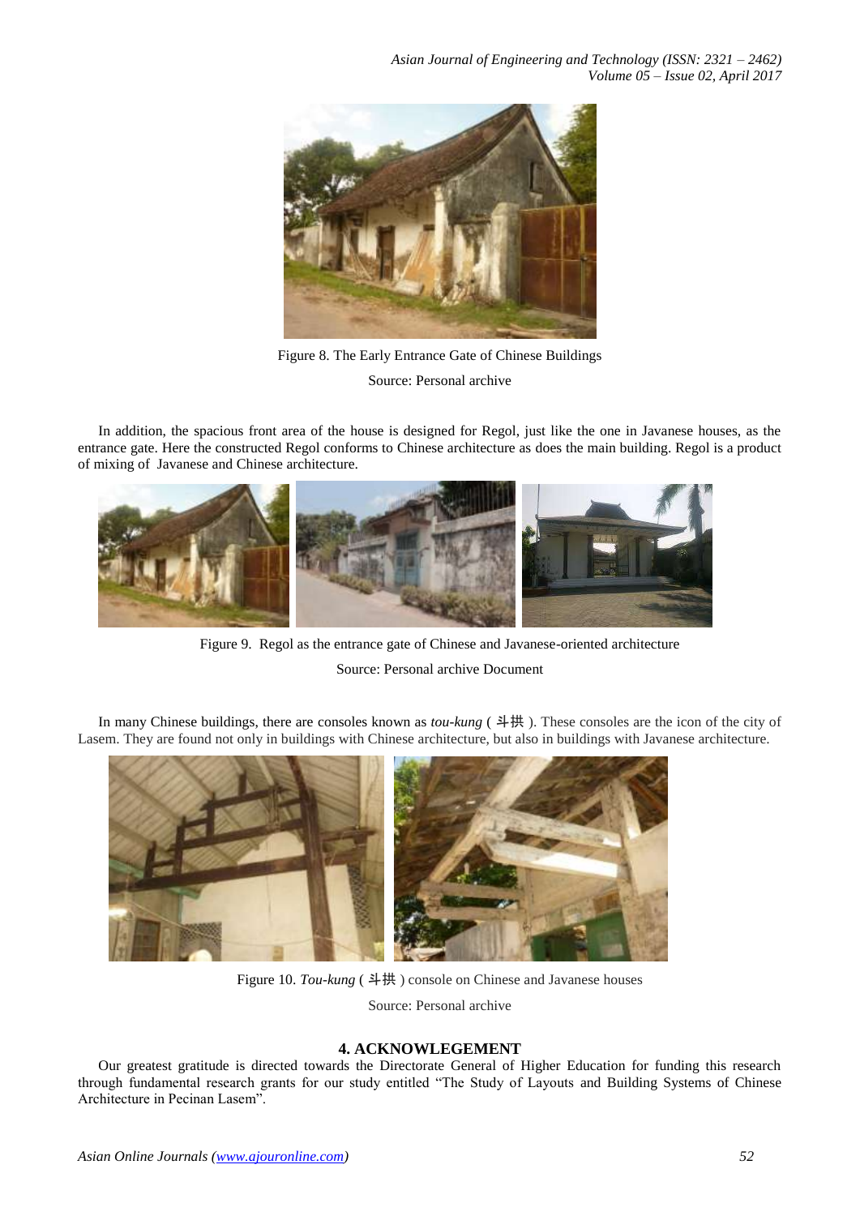Figure 8. The Early Entrance Gate of Chinese Buildings

Source: Personal archive

In addition, the spacious front area of the house is designed for Regol, just like the one in Javanese houses, as the entrance gate. Here the constructed Regol conforms to Chinese architecture as does the main building. Regol is a product of mixing of Javanese and Chinese architecture.

Figure 9. Regol as the entrance gate of Chinese and Javanese-oriented architecture

Source: Personal archive Document

In many Chinese buildings, there are consoles known as *tou-kung* ( 斗拱 ). These consoles are the icon of the city of Lasem. They are found not only in buildings with Chinese architecture, but also in buildings with Javanese architecture.

Figure 10. *Tou-kung* ( 斗拱 ) console on Chinese and Javanese houses

Source: Personal archive

## 4. ACKNOWLEGEMENT

Our greatest gratitude is directed towards the Directorate General of Higher Education for funding this research through fundamental research grants for our study entitled "The Study of Layouts and Building Systems of Chinese Architecture in Pecinan Lasem".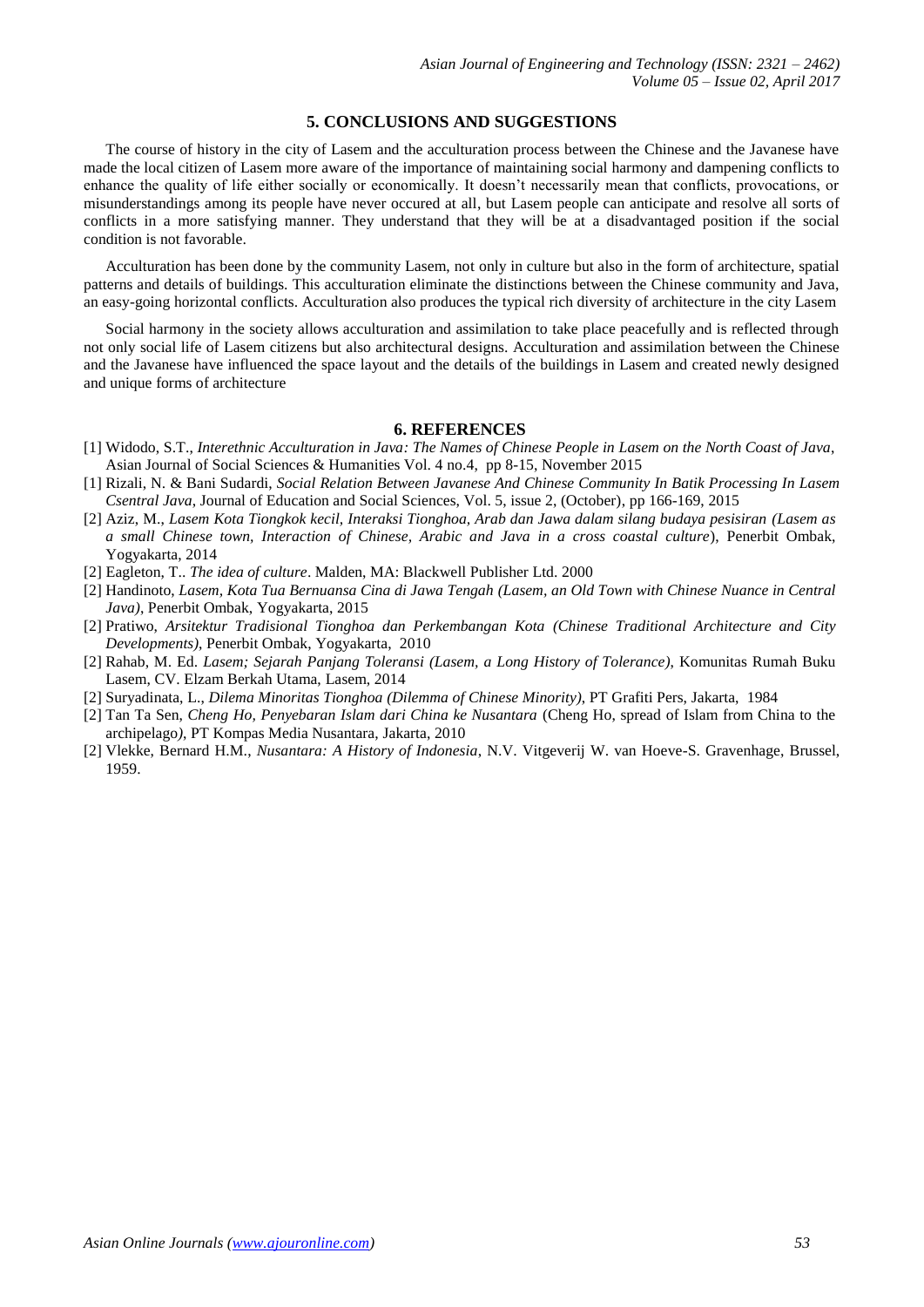## 5. CONCLUSIONS AND SUGGESTIONS

The course of history in the city of Lasem and the acculturation process between the Chinese and the Javanese have made the local citizen of Lasem more aware of the importance of maintaining social harmony and dampening conflicts to enhance the quality of life either socially or economically. It doesn't necessarily mean that conflicts, provocations, or misunderstandings among its people have never occured at all, but Lasem people can anticipate and resolve all sorts of conflicts in a more satisfying manner. They understand that they will be at a disadvantaged position if the social condition is not favorable.

Acculturation has been done by the community Lasem, not only in culture but also in the form of architecture, spatial patterns and details of buildings. This acculturation eliminate the distinctions between the Chinese community and Java, an easy-going horizontal conflicts. Acculturation also produces the typical rich diversity of architecture in the city Lasem

Social harmony in the society allows acculturation and assimilation to take place peacefully and is reflected through not only social life of Lasem citizens but also architectural designs. Acculturation and assimilation between the Chinese and the Javanese have influenced the space layout and the details of the buildings in Lasem and created newly designed and unique forms of architecture

## 6. REFERENCES

[1] Widodo, S.T., *Interethnic Acculturation in Java: The Names of Chinese People in Lasem on the North Coast of Java*, Asian Journal of Social Sciences & Humanities Vol. 4 no.4, pp 8-15, November 2015

[1] Rizali, N. & Bani Sudardi, *Social Relation Between Javanese And Chinese Community In Batik Processing In Lasem Csentral Java*, Journal of Education and Social Sciences, Vol. 5, issue 2, (October), pp 166-169, 2015

[2] Aziz, M., *Lasem Kota Tiongkok kecil, Interaksi Tionghoa, Arab dan Jawa dalam silang budaya pesisiran (Lasem as a small Chinese town, Interaction of Chinese, Arabic and Java in a cross coastal culture*), Penerbit Ombak, Yogyakarta, 2014

[2] Eagleton, T.. *The idea of culture*. Malden, MA: Blackwell Publisher Ltd. 2000

[2] Handinoto, *Lasem, Kota Tua Bernuansa Cina di Jawa Tengah (Lasem, an Old Town with Chinese Nuance in Central Java)*, Penerbit Ombak, Yogyakarta, 2015

[2] Pratiwo, *Arsitektur Tradisional Tionghoa dan Perkembangan Kota (Chinese Traditional Architecture and City Developments)*, Penerbit Ombak, Yogyakarta, 2010

[2] Rahab, M. Ed. *Lasem; Sejarah Panjang Toleransi (Lasem, a Long History of Tolerance)*, Komunitas Rumah Buku Lasem, CV. Elzam Berkah Utama, Lasem, 2014

[2] Suryadinata, L., *Dilema Minoritas Tionghoa (Dilemma of Chinese Minority)*, PT Grafiti Pers, Jakarta, 1984

[2] Tan Ta Sen, *Cheng Ho, Penyebaran Islam dari China ke Nusantara* (Cheng Ho, spread of Islam from China to the archipelago*)*, PT Kompas Media Nusantara, Jakarta, 2010

[2] Vlekke, Bernard H.M., *Nusantara: A History of Indonesia*, N.V. Vitgeverij W. van Hoeve-S. Gravenhage, Brussel, 1959.